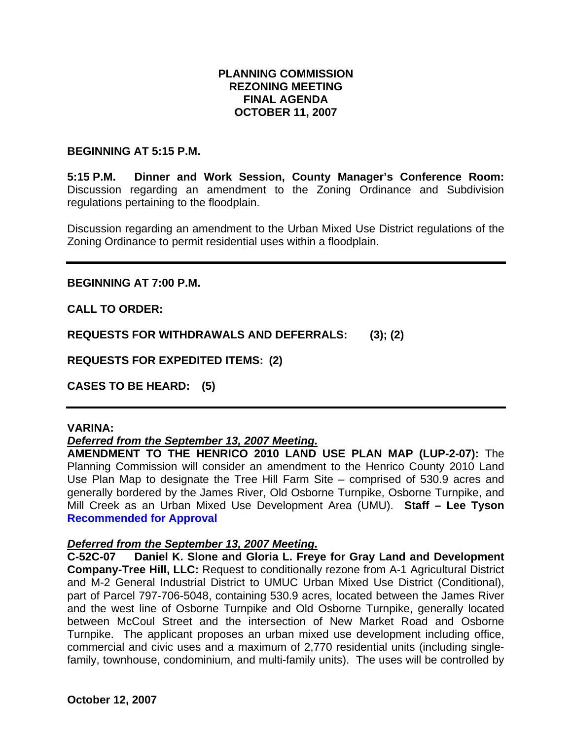# PLANNING COMMISSION
# REZONING MEETING
# FINAL AGENDA
# OCTOBER 11, 2007

**BEGINNING AT 5:15 P.M.**

**5:15 P.M. Dinner and Work Session, County Manager's Conference Room:** Discussion regarding an amendment to the Zoning Ordinance and Subdivision regulations pertaining to the floodplain.

Discussion regarding an amendment to the Urban Mixed Use District regulations of the Zoning Ordinance to permit residential uses within a floodplain.

---

**BEGINNING AT 7:00 P.M.**

**CALL TO ORDER:**

**REQUESTS FOR WITHDRAWALS AND DEFERRALS: (3); (2)**

**REQUESTS FOR EXPEDITED ITEMS: (2)**

**CASES TO BE HEARD: (5)**

---

**VARINA:**

***Deferred from the September 13, 2007 Meeting.***

**AMENDMENT TO THE HENRICO 2010 LAND USE PLAN MAP (LUP-2-07):** The Planning Commission will consider an amendment to the Henrico County 2010 Land Use Plan Map to designate the Tree Hill Farm Site – comprised of 530.9 acres and generally bordered by the James River, Old Osborne Turnpike, Osborne Turnpike, and Mill Creek as an Urban Mixed Use Development Area (UMU). **Staff – Lee Tyson** **Recommended for Approval**

***Deferred from the September 13, 2007 Meeting.***

**C-52C-07 Daniel K. Slone and Gloria L. Freye for Gray Land and Development Company-Tree Hill, LLC:** Request to conditionally rezone from A-1 Agricultural District and M-2 General Industrial District to UMUC Urban Mixed Use District (Conditional), part of Parcel 797-706-5048, containing 530.9 acres, located between the James River and the west line of Osborne Turnpike and Old Osborne Turnpike, generally located between McCoul Street and the intersection of New Market Road and Osborne Turnpike. The applicant proposes an urban mixed use development including office, commercial and civic uses and a maximum of 2,770 residential units (including single-family, townhouse, condominium, and multi-family units). The uses will be controlled by

October 12, 2007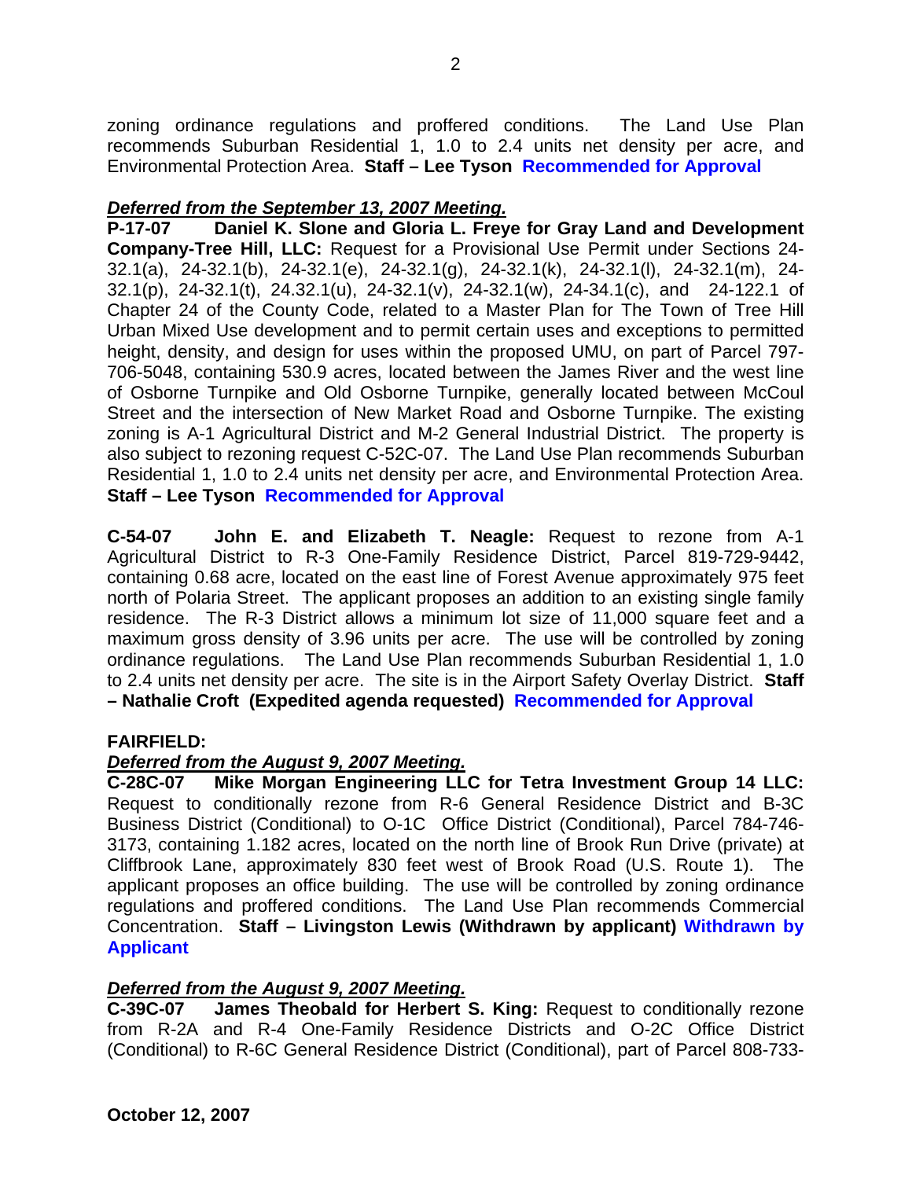zoning ordinance regulations and proffered conditions. The Land Use Plan recommends Suburban Residential 1, 1.0 to 2.4 units net density per acre, and Environmental Protection Area. **Staff – Lee Tyson** **Recommended for Approval**

***Deferred from the September 13, 2007 Meeting.***

**P-17-07 Daniel K. Slone and Gloria L. Freye for Gray Land and Development Company-Tree Hill, LLC:** Request for a Provisional Use Permit under Sections 24-32.1(a), 24-32.1(b), 24-32.1(e), 24-32.1(g), 24-32.1(k), 24-32.1(l), 24-32.1(m), 24-32.1(p), 24-32.1(t), 24.32.1(u), 24-32.1(v), 24-32.1(w), 24-34.1(c), and 24-122.1 of Chapter 24 of the County Code, related to a Master Plan for The Town of Tree Hill Urban Mixed Use development and to permit certain uses and exceptions to permitted height, density, and design for uses within the proposed UMU, on part of Parcel 797-706-5048, containing 530.9 acres, located between the James River and the west line of Osborne Turnpike and Old Osborne Turnpike, generally located between McCoul Street and the intersection of New Market Road and Osborne Turnpike. The existing zoning is A-1 Agricultural District and M-2 General Industrial District. The property is also subject to rezoning request C-52C-07. The Land Use Plan recommends Suburban Residential 1, 1.0 to 2.4 units net density per acre, and Environmental Protection Area. **Staff – Lee Tyson** **Recommended for Approval**

**C-54-07 John E. and Elizabeth T. Neagle:** Request to rezone from A-1 Agricultural District to R-3 One-Family Residence District, Parcel 819-729-9442, containing 0.68 acre, located on the east line of Forest Avenue approximately 975 feet north of Polaria Street. The applicant proposes an addition to an existing single family residence. The R-3 District allows a minimum lot size of 11,000 square feet and a maximum gross density of 3.96 units per acre. The use will be controlled by zoning ordinance regulations. The Land Use Plan recommends Suburban Residential 1, 1.0 to 2.4 units net density per acre. The site is in the Airport Safety Overlay District. **Staff – Nathalie Croft (Expedited agenda requested)** **Recommended for Approval**

**FAIRFIELD:**

***Deferred from the August 9, 2007 Meeting.***

**C-28C-07 Mike Morgan Engineering LLC for Tetra Investment Group 14 LLC:** Request to conditionally rezone from R-6 General Residence District and B-3C Business District (Conditional) to O-1C Office District (Conditional), Parcel 784-746-3173, containing 1.182 acres, located on the north line of Brook Run Drive (private) at Cliffbrook Lane, approximately 830 feet west of Brook Road (U.S. Route 1). The applicant proposes an office building. The use will be controlled by zoning ordinance regulations and proffered conditions. The Land Use Plan recommends Commercial Concentration. **Staff – Livingston Lewis (Withdrawn by applicant)** **Withdrawn by Applicant**

***Deferred from the August 9, 2007 Meeting.***

**C-39C-07 James Theobald for Herbert S. King:** Request to conditionally rezone from R-2A and R-4 One-Family Residence Districts and O-2C Office District (Conditional) to R-6C General Residence District (Conditional), part of Parcel 808-733-

**October 12, 2007**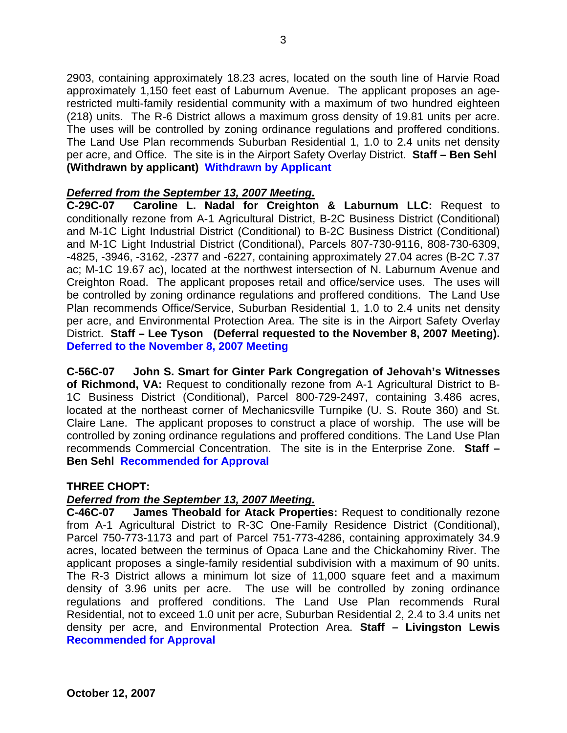2903, containing approximately 18.23 acres, located on the south line of Harvie Road approximately 1,150 feet east of Laburnum Avenue. The applicant proposes an age-restricted multi-family residential community with a maximum of two hundred eighteen (218) units. The R-6 District allows a maximum gross density of 19.81 units per acre. The uses will be controlled by zoning ordinance regulations and proffered conditions. The Land Use Plan recommends Suburban Residential 1, 1.0 to 2.4 units net density per acre, and Office. The site is in the Airport Safety Overlay District. **Staff – Ben Sehl (Withdrawn by applicant)** **Withdrawn by Applicant**

***Deferred from the September 13, 2007 Meeting.***
**C-29C-07 Caroline L. Nadal for Creighton & Laburnum LLC:** Request to conditionally rezone from A-1 Agricultural District, B-2C Business District (Conditional) and M-1C Light Industrial District (Conditional) to B-2C Business District (Conditional) and M-1C Light Industrial District (Conditional), Parcels 807-730-9116, 808-730-6309, -4825, -3946, -3162, -2377 and -6227, containing approximately 27.04 acres (B-2C 7.37 ac; M-1C 19.67 ac), located at the northwest intersection of N. Laburnum Avenue and Creighton Road. The applicant proposes retail and office/service uses. The uses will be controlled by zoning ordinance regulations and proffered conditions. The Land Use Plan recommends Office/Service, Suburban Residential 1, 1.0 to 2.4 units net density per acre, and Environmental Protection Area. The site is in the Airport Safety Overlay District. **Staff – Lee Tyson (Deferral requested to the November 8, 2007 Meeting).** **Deferred to the November 8, 2007 Meeting**

**C-56C-07 John S. Smart for Ginter Park Congregation of Jehovah's Witnesses of Richmond, VA:** Request to conditionally rezone from A-1 Agricultural District to B-1C Business District (Conditional), Parcel 800-729-2497, containing 3.486 acres, located at the northeast corner of Mechanicsville Turnpike (U. S. Route 360) and St. Claire Lane. The applicant proposes to construct a place of worship. The use will be controlled by zoning ordinance regulations and proffered conditions. The Land Use Plan recommends Commercial Concentration. The site is in the Enterprise Zone. **Staff – Ben Sehl** **Recommended for Approval**

**THREE CHOPT:**

***Deferred from the September 13, 2007 Meeting.***
**C-46C-07 James Theobald for Atack Properties:** Request to conditionally rezone from A-1 Agricultural District to R-3C One-Family Residence District (Conditional), Parcel 750-773-1173 and part of Parcel 751-773-4286, containing approximately 34.9 acres, located between the terminus of Opaca Lane and the Chickahominy River. The applicant proposes a single-family residential subdivision with a maximum of 90 units. The R-3 District allows a minimum lot size of 11,000 square feet and a maximum density of 3.96 units per acre. The use will be controlled by zoning ordinance regulations and proffered conditions. The Land Use Plan recommends Rural Residential, not to exceed 1.0 unit per acre, Suburban Residential 2, 2.4 to 3.4 units net density per acre, and Environmental Protection Area. **Staff – Livingston Lewis** **Recommended for Approval**

**October 12, 2007**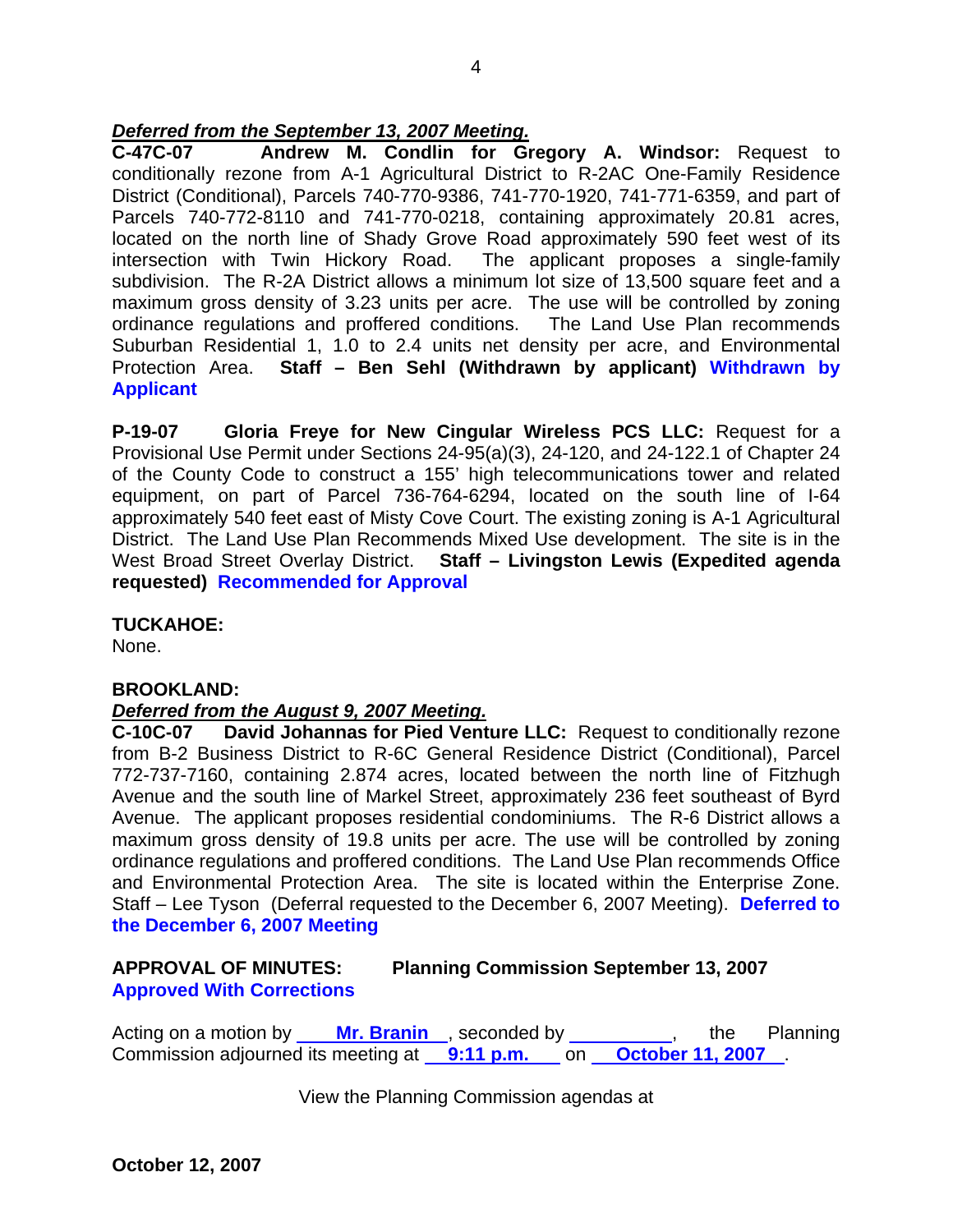***Deferred from the September 13, 2007 Meeting.***

**C-47C-07 Andrew M. Condlin for Gregory A. Windsor:** Request to conditionally rezone from A-1 Agricultural District to R-2AC One-Family Residence District (Conditional), Parcels 740-770-9386, 741-770-1920, 741-771-6359, and part of Parcels 740-772-8110 and 741-770-0218, containing approximately 20.81 acres, located on the north line of Shady Grove Road approximately 590 feet west of its intersection with Twin Hickory Road. The applicant proposes a single-family subdivision. The R-2A District allows a minimum lot size of 13,500 square feet and a maximum gross density of 3.23 units per acre. The use will be controlled by zoning ordinance regulations and proffered conditions. The Land Use Plan recommends Suburban Residential 1, 1.0 to 2.4 units net density per acre, and Environmental Protection Area. **Staff – Ben Sehl (Withdrawn by applicant) Withdrawn by Applicant**

**P-19-07 Gloria Freye for New Cingular Wireless PCS LLC:** Request for a Provisional Use Permit under Sections 24-95(a)(3), 24-120, and 24-122.1 of Chapter 24 of the County Code to construct a 155' high telecommunications tower and related equipment, on part of Parcel 736-764-6294, located on the south line of I-64 approximately 540 feet east of Misty Cove Court. The existing zoning is A-1 Agricultural District. The Land Use Plan Recommends Mixed Use development. The site is in the West Broad Street Overlay District. **Staff – Livingston Lewis (Expedited agenda requested) Recommended for Approval**

**TUCKAHOE:**

None.

**BROOKLAND:**

***Deferred from the August 9, 2007 Meeting.***

**C-10C-07 David Johannas for Pied Venture LLC:** Request to conditionally rezone from B-2 Business District to R-6C General Residence District (Conditional), Parcel 772-737-7160, containing 2.874 acres, located between the north line of Fitzhugh Avenue and the south line of Markel Street, approximately 236 feet southeast of Byrd Avenue. The applicant proposes residential condominiums. The R-6 District allows a maximum gross density of 19.8 units per acre. The use will be controlled by zoning ordinance regulations and proffered conditions. The Land Use Plan recommends Office and Environmental Protection Area. The site is located within the Enterprise Zone. Staff – Lee Tyson (Deferral requested to the December 6, 2007 Meeting). **Deferred to the December 6, 2007 Meeting**

**APPROVAL OF MINUTES: Planning Commission September 13, 2007**
**Approved With Corrections**

Acting on a motion by **Mr. Branin**, seconded by __________, the Planning Commission adjourned its meeting at **9:11 p.m.** on **October 11, 2007**.

View the Planning Commission agendas at

**October 12, 2007**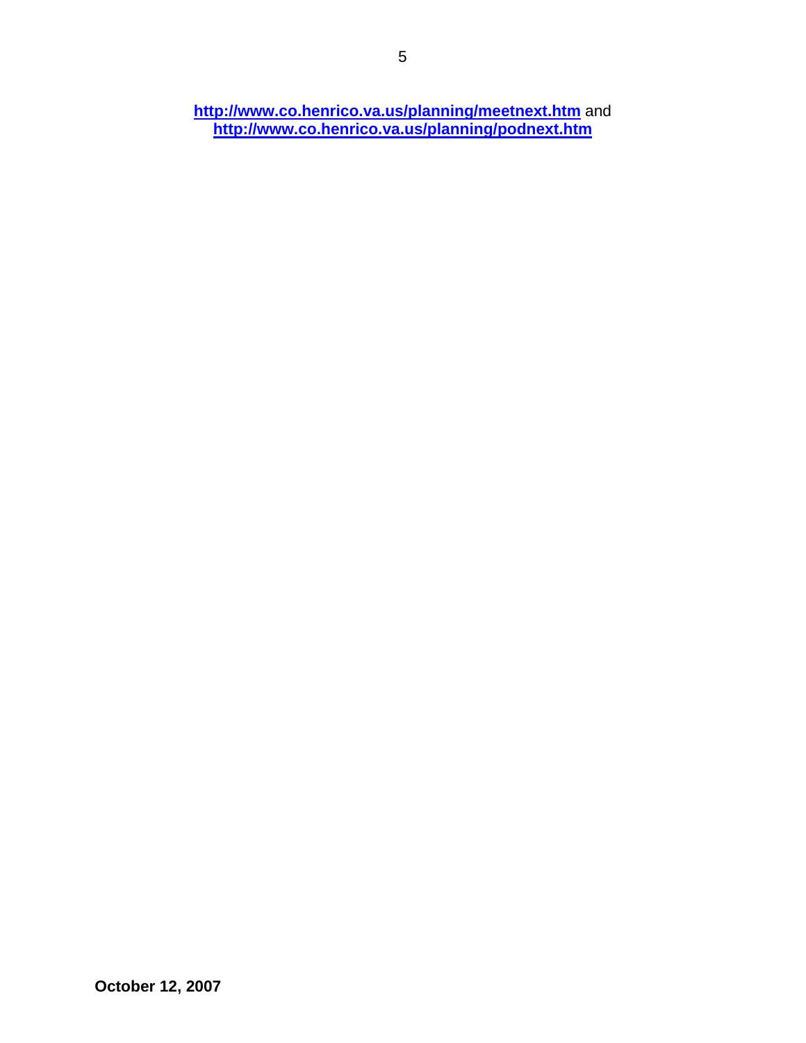**http://www.co.henrico.va.us/planning/meetnext.htm** and **http://www.co.henrico.va.us/planning/podnext.htm**

**October 12, 2007**